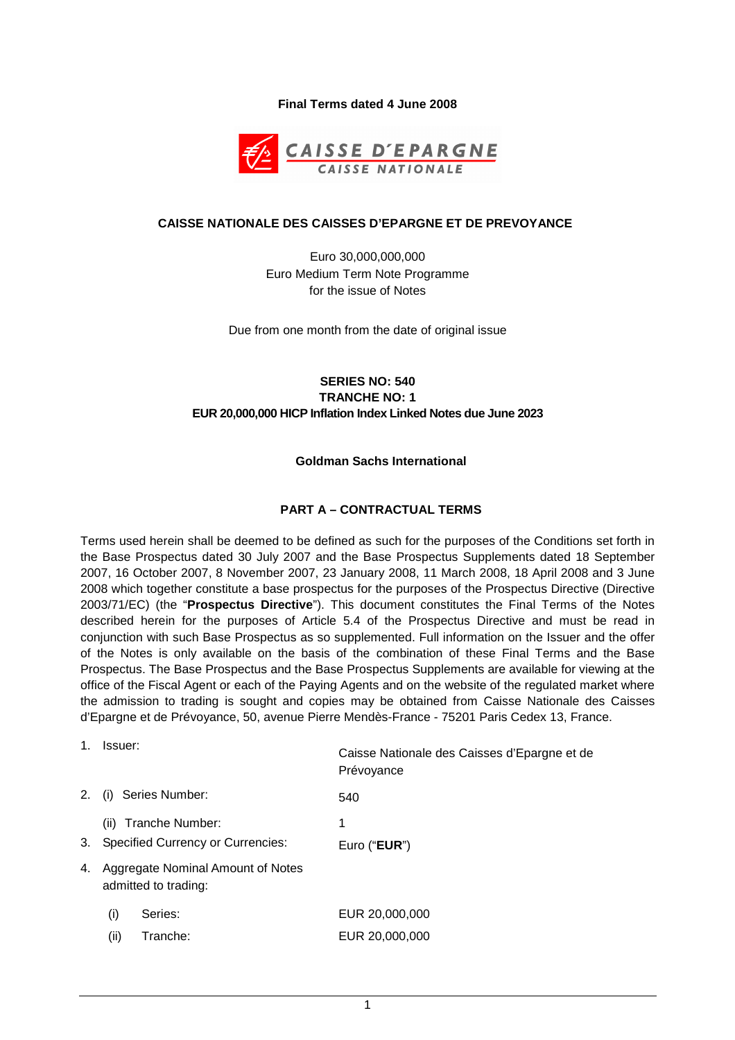**Final Terms dated 4 June 2008**

**CAISSE NATIONALE DES CAISSES D'EPARGNE ET DE PREVOYANCE**

Euro 30,000,000,000
Euro Medium Term Note Programme
for the issue of Notes

Due from one month from the date of original issue

**SERIES NO: 540**
**TRANCHE NO: 1**
**EUR 20,000,000 HICP Inflation Index Linked Notes due June 2023**

**Goldman Sachs International**

## PART A – CONTRACTUAL TERMS

Terms used herein shall be deemed to be defined as such for the purposes of the Conditions set forth in the Base Prospectus dated 30 July 2007 and the Base Prospectus Supplements dated 18 September 2007, 16 October 2007, 8 November 2007, 23 January 2008, 11 March 2008, 18 April 2008 and 3 June 2008 which together constitute a base prospectus for the purposes of the Prospectus Directive (Directive 2003/71/EC) (the "**Prospectus Directive**"). This document constitutes the Final Terms of the Notes described herein for the purposes of Article 5.4 of the Prospectus Directive and must be read in conjunction with such Base Prospectus as so supplemented. Full information on the Issuer and the offer of the Notes is only available on the basis of the combination of these Final Terms and the Base Prospectus. The Base Prospectus and the Base Prospectus Supplements are available for viewing at the office of the Fiscal Agent or each of the Paying Agents and on the website of the regulated market where the admission to trading is sought and copies may be obtained from Caisse Nationale des Caisses d'Epargne et de Prévoyance, 50, avenue Pierre Mendès-France - 75201 Paris Cedex 13, France.

| | |
|---|---|
| 1. Issuer: | Caisse Nationale des Caisses d'Epargne et de Prévoyance |
| 2. (i) Series Number: | 540 |
| (ii) Tranche Number: | 1 |
| 3. Specified Currency or Currencies: | Euro ("**EUR**") |
| 4. Aggregate Nominal Amount of Notes admitted to trading: | |
| (i) Series: | EUR 20,000,000 |
| (ii) Tranche: | EUR 20,000,000 |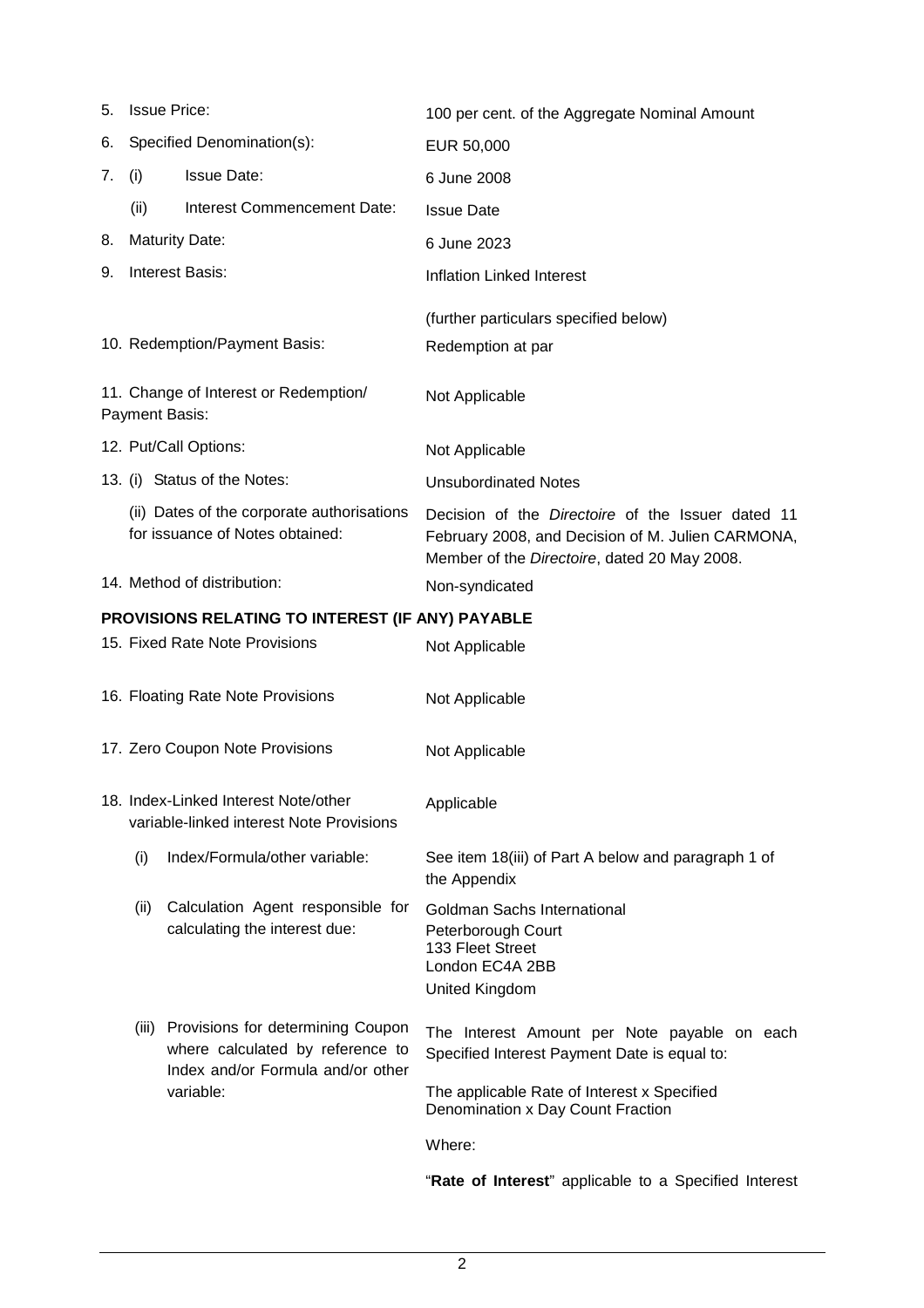| | |
|---|---|
| 5. Issue Price: | 100 per cent. of the Aggregate Nominal Amount |
| 6. Specified Denomination(s): | EUR 50,000 |
| 7. (i) Issue Date: | 6 June 2008 |
| (ii) Interest Commencement Date: | Issue Date |
| 8. Maturity Date: | 6 June 2023 |
| 9. Interest Basis: | Inflation Linked Interest<br><br>(further particulars specified below) |
| 10. Redemption/Payment Basis: | Redemption at par |
| 11. Change of Interest or Redemption/ Payment Basis: | Not Applicable |
| 12. Put/Call Options: | Not Applicable |
| 13. (i) Status of the Notes: | Unsubordinated Notes |
| (ii) Dates of the corporate authorisations for issuance of Notes obtained: | Decision of the *Directoire* of the Issuer dated 11 February 2008, and Decision of M. Julien CARMONA, Member of the *Directoire*, dated 20 May 2008. |
| 14. Method of distribution: | Non-syndicated |

**PROVISIONS RELATING TO INTEREST (IF ANY) PAYABLE**

| | |
|---|---|
| 15. Fixed Rate Note Provisions | Not Applicable |
| 16. Floating Rate Note Provisions | Not Applicable |
| 17. Zero Coupon Note Provisions | Not Applicable |
| 18. Index-Linked Interest Note/other variable-linked interest Note Provisions | Applicable |
| (i) Index/Formula/other variable: | See item 18(iii) of Part A below and paragraph 1 of the Appendix |
| (ii) Calculation Agent responsible for calculating the interest due: | Goldman Sachs International<br>Peterborough Court<br>133 Fleet Street<br>London EC4A 2BB<br>United Kingdom |
| (iii) Provisions for determining Coupon where calculated by reference to Index and/or Formula and/or other variable: | The Interest Amount per Note payable on each Specified Interest Payment Date is equal to:<br><br>The applicable Rate of Interest x Specified Denomination x Day Count Fraction<br><br>Where:<br><br>"**Rate of Interest**" applicable to a Specified Interest |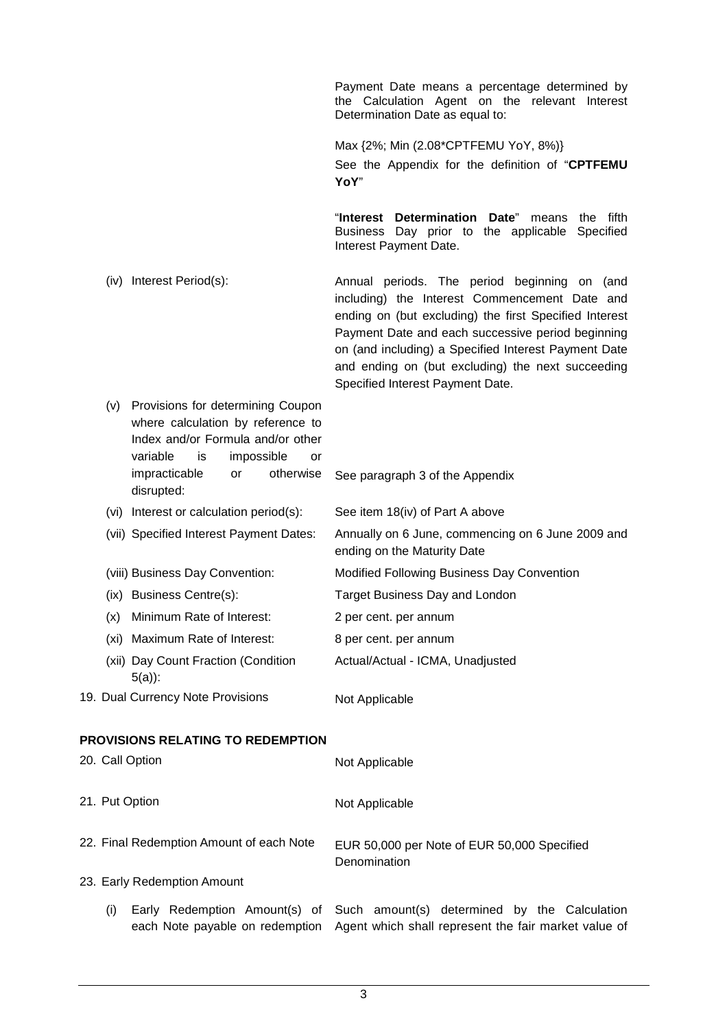| | |
|---|---|
| | Payment Date means a percentage determined by the Calculation Agent on the relevant Interest Determination Date as equal to:<br><br>Max {2%; Min (2.08*CPTFEMU YoY, 8%)}<br><br>See the Appendix for the definition of "**CPTFEMU YoY**"<br><br>"**Interest Determination Date**" means the fifth Business Day prior to the applicable Specified Interest Payment Date. |
| (iv) Interest Period(s): | Annual periods. The period beginning on (and including) the Interest Commencement Date and ending on (but excluding) the first Specified Interest Payment Date and each successive period beginning on (and including) a Specified Interest Payment Date and ending on (but excluding) the next succeeding Specified Interest Payment Date. |
| (v) Provisions for determining Coupon where calculation by reference to Index and/or Formula and/or other variable is impossible or impracticable or otherwise disrupted: | See paragraph 3 of the Appendix |
| (vi) Interest or calculation period(s): | See item 18(iv) of Part A above |
| (vii) Specified Interest Payment Dates: | Annually on 6 June, commencing on 6 June 2009 and ending on the Maturity Date |
| (viii) Business Day Convention: | Modified Following Business Day Convention |
| (ix) Business Centre(s): | Target Business Day and London |
| (x) Minimum Rate of Interest: | 2 per cent. per annum |
| (xi) Maximum Rate of Interest: | 8 per cent. per annum |
| (xii) Day Count Fraction (Condition 5(a)): | Actual/Actual - ICMA, Unadjusted |
| 19. Dual Currency Note Provisions | Not Applicable |

**PROVISIONS RELATING TO REDEMPTION**

| | |
|---|---|
| 20. Call Option | Not Applicable |
| 21. Put Option | Not Applicable |
| 22. Final Redemption Amount of each Note | EUR 50,000 per Note of EUR 50,000 Specified Denomination |
| 23. Early Redemption Amount | |
| (i) Early Redemption Amount(s) of each Note payable on redemption | Such amount(s) determined by the Calculation Agent which shall represent the fair market value of |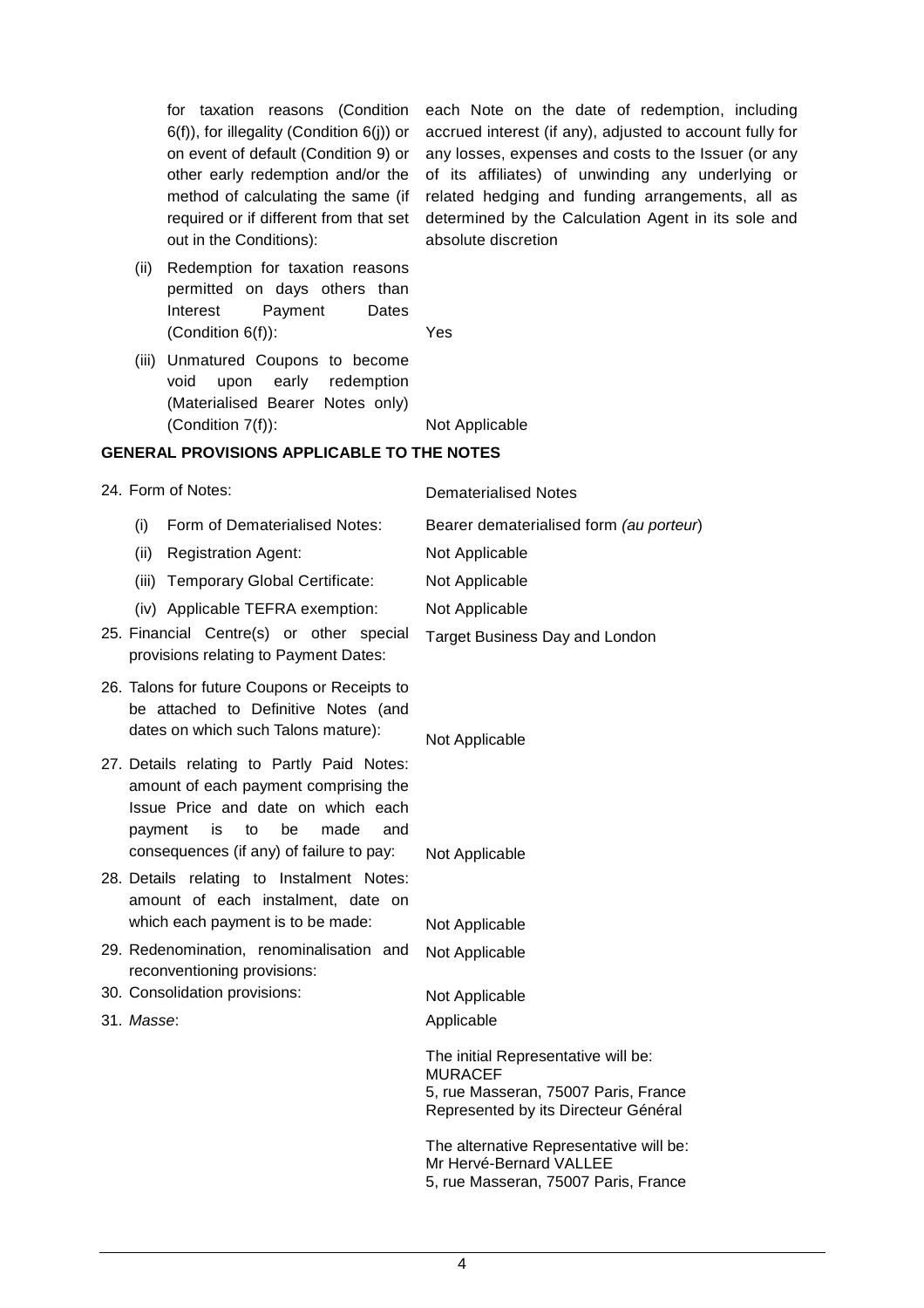| | |
|---|---|
| for taxation reasons (Condition 6(f)), for illegality (Condition 6(j)) or on event of default (Condition 9) or other early redemption and/or the method of calculating the same (if required or if different from that set out in the Conditions): | each Note on the date of redemption, including accrued interest (if any), adjusted to account fully for any losses, expenses and costs to the Issuer (or any of its affiliates) of unwinding any underlying or related hedging and funding arrangements, all as determined by the Calculation Agent in its sole and absolute discretion |
| (ii) Redemption for taxation reasons permitted on days others than Interest Payment Dates (Condition 6(f)): | Yes |
| (iii) Unmatured Coupons to become void upon early redemption (Materialised Bearer Notes only) (Condition 7(f)): | Not Applicable |

## GENERAL PROVISIONS APPLICABLE TO THE NOTES

| | |
|---|---|
| 24. Form of Notes: | Dematerialised Notes |
| (i) Form of Dematerialised Notes: | Bearer dematerialised form *(au porteur)* |
| (ii) Registration Agent: | Not Applicable |
| (iii) Temporary Global Certificate: | Not Applicable |
| (iv) Applicable TEFRA exemption: | Not Applicable |
| 25. Financial Centre(s) or other special provisions relating to Payment Dates: | Target Business Day and London |
| 26. Talons for future Coupons or Receipts to be attached to Definitive Notes (and dates on which such Talons mature): | Not Applicable |
| 27. Details relating to Partly Paid Notes: amount of each payment comprising the Issue Price and date on which each payment is to be made and consequences (if any) of failure to pay: | Not Applicable |
| 28. Details relating to Instalment Notes: amount of each instalment, date on which each payment is to be made: | Not Applicable |
| 29. Redenomination, renominalisation and reconventioning provisions: | Not Applicable |
| 30. Consolidation provisions: | Not Applicable |
| 31. *Masse*: | Applicable<br><br>The initial Representative will be:<br>MURACEF<br>5, rue Masseran, 75007 Paris, France<br>Represented by its Directeur Général<br><br>The alternative Representative will be:<br>Mr Hervé-Bernard VALLEE<br>5, rue Masseran, 75007 Paris, France |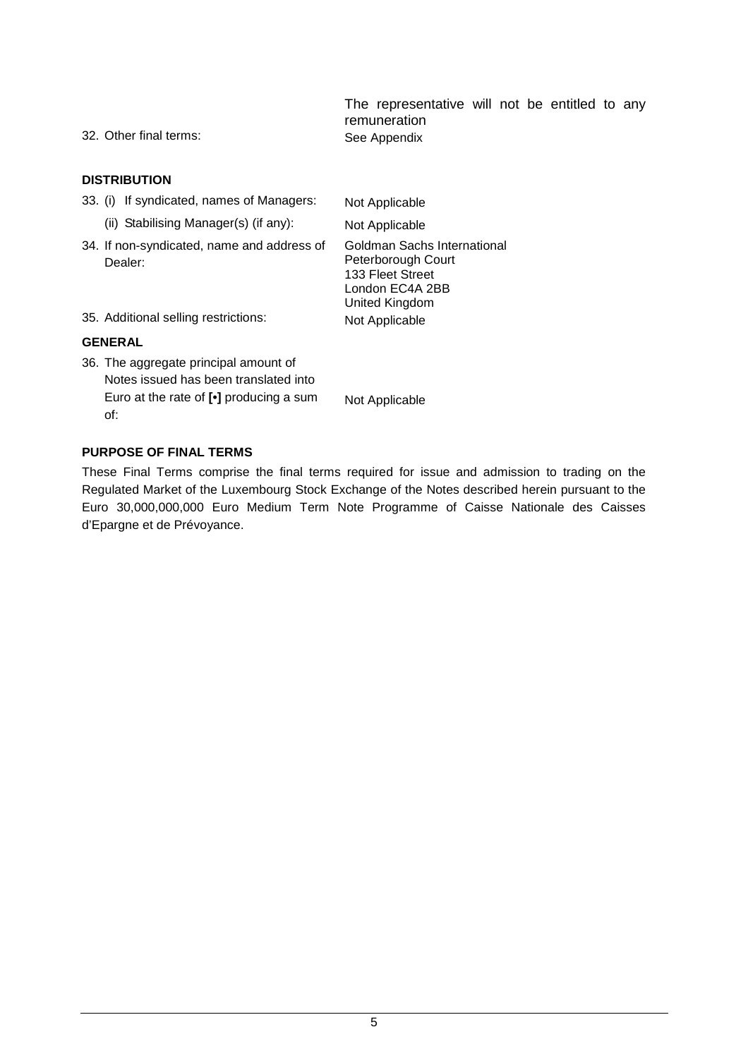| | |
|---|---|
| | The representative will not be entitled to any remuneration |
| 32. Other final terms: | See Appendix |

**DISTRIBUTION**

| | |
|---|---|
| 33. (i) If syndicated, names of Managers: | Not Applicable |
| (ii) Stabilising Manager(s) (if any): | Not Applicable |
| 34. If non-syndicated, name and address of Dealer: | Goldman Sachs International<br>Peterborough Court<br>133 Fleet Street<br>London EC4A 2BB<br>United Kingdom |
| 35. Additional selling restrictions: | Not Applicable |

**GENERAL**

| | |
|---|---|
| 36. The aggregate principal amount of Notes issued has been translated into Euro at the rate of **[•]** producing a sum of: | Not Applicable |

**PURPOSE OF FINAL TERMS**

These Final Terms comprise the final terms required for issue and admission to trading on the Regulated Market of the Luxembourg Stock Exchange of the Notes described herein pursuant to the Euro 30,000,000,000 Euro Medium Term Note Programme of Caisse Nationale des Caisses d'Epargne et de Prévoyance.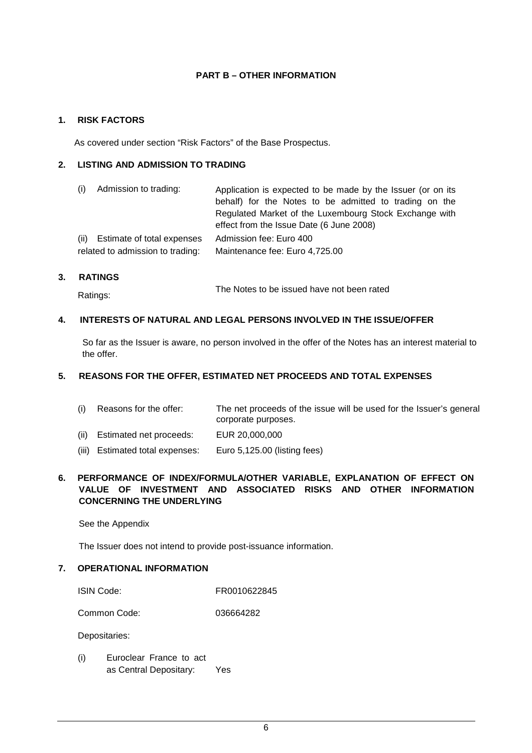## PART B – OTHER INFORMATION

### 1. RISK FACTORS

As covered under section "Risk Factors" of the Base Prospectus.

### 2. LISTING AND ADMISSION TO TRADING

| | |
|---|---|
| (i) Admission to trading: | Application is expected to be made by the Issuer (or on its behalf) for the Notes to be admitted to trading on the Regulated Market of the Luxembourg Stock Exchange with effect from the Issue Date (6 June 2008) |
| (ii) Estimate of total expenses related to admission to trading: | Admission fee: Euro 400<br>Maintenance fee: Euro 4,725.00 |

### 3. RATINGS

| | |
|---|---|
| Ratings: | The Notes to be issued have not been rated |

### 4. INTERESTS OF NATURAL AND LEGAL PERSONS INVOLVED IN THE ISSUE/OFFER

So far as the Issuer is aware, no person involved in the offer of the Notes has an interest material to the offer.

### 5. REASONS FOR THE OFFER, ESTIMATED NET PROCEEDS AND TOTAL EXPENSES

| | |
|---|---|
| (i) Reasons for the offer: | The net proceeds of the issue will be used for the Issuer's general corporate purposes. |
| (ii) Estimated net proceeds: | EUR 20,000,000 |
| (iii) Estimated total expenses: | Euro 5,125.00 (listing fees) |

### 6. PERFORMANCE OF INDEX/FORMULA/OTHER VARIABLE, EXPLANATION OF EFFECT ON VALUE OF INVESTMENT AND ASSOCIATED RISKS AND OTHER INFORMATION CONCERNING THE UNDERLYING

See the Appendix

The Issuer does not intend to provide post-issuance information.

### 7. OPERATIONAL INFORMATION

| | |
|---|---|
| ISIN Code: | FR0010622845 |
| Common Code: | 036664282 |

Depositaries:

| | |
|---|---|
| (i) Euroclear France to act as Central Depositary: | Yes |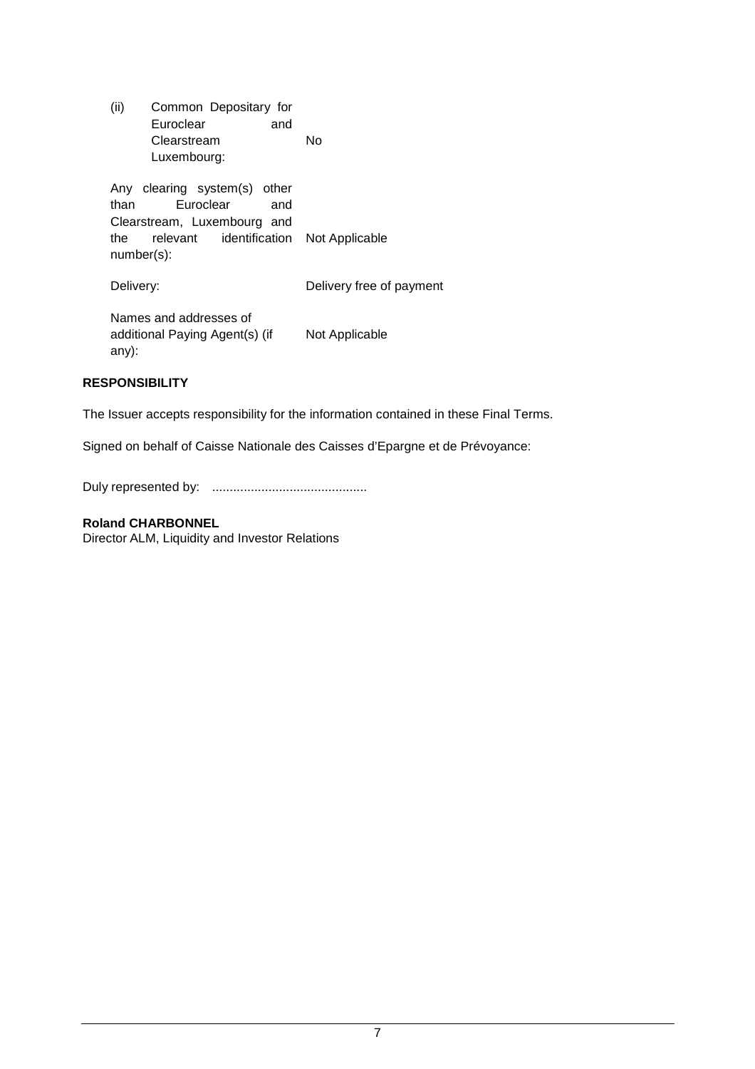| | |
|---|---|
| (ii) Common Depositary for Euroclear and Clearstream Luxembourg: | No |
| Any clearing system(s) other than Euroclear and Clearstream, Luxembourg and the relevant identification number(s): | Not Applicable |
| Delivery: | Delivery free of payment |
| Names and addresses of additional Paying Agent(s) (if any): | Not Applicable |

**RESPONSIBILITY**

The Issuer accepts responsibility for the information contained in these Final Terms.

Signed on behalf of Caisse Nationale des Caisses d'Epargne et de Prévoyance:

Duly represented by: ............................................

**Roland CHARBONNEL**
Director ALM, Liquidity and Investor Relations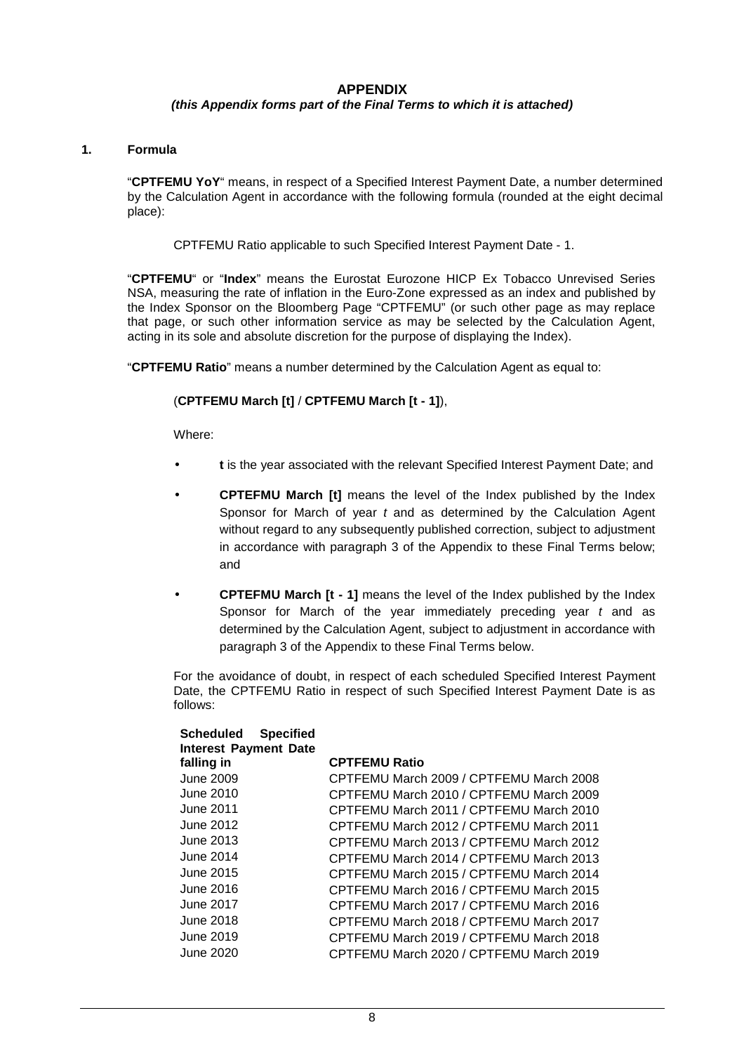# APPENDIX

***(this Appendix forms part of the Final Terms to which it is attached)***

## 1. Formula

"**CPTFEMU YoY**" means, in respect of a Specified Interest Payment Date, a number determined by the Calculation Agent in accordance with the following formula (rounded at the eight decimal place):

CPTFEMU Ratio applicable to such Specified Interest Payment Date - 1.

"**CPTFEMU**" or "**Index**" means the Eurostat Eurozone HICP Ex Tobacco Unrevised Series NSA, measuring the rate of inflation in the Euro-Zone expressed as an index and published by the Index Sponsor on the Bloomberg Page "CPTFEMU" (or such other page as may replace that page, or such other information service as may be selected by the Calculation Agent, acting in its sole and absolute discretion for the purpose of displaying the Index).

"**CPTFEMU Ratio**" means a number determined by the Calculation Agent as equal to:

(**CPTFEMU March [t]** / **CPTFEMU March [t - 1]**),

Where:

- **t** is the year associated with the relevant Specified Interest Payment Date; and
- **CPTEFMU March [t]** means the level of the Index published by the Index Sponsor for March of year *t* and as determined by the Calculation Agent without regard to any subsequently published correction, subject to adjustment in accordance with paragraph 3 of the Appendix to these Final Terms below; and
- **CPTEFMU March [t - 1]** means the level of the Index published by the Index Sponsor for March of the year immediately preceding year *t* and as determined by the Calculation Agent, subject to adjustment in accordance with paragraph 3 of the Appendix to these Final Terms below.

For the avoidance of doubt, in respect of each scheduled Specified Interest Payment Date, the CPTFEMU Ratio in respect of such Specified Interest Payment Date is as follows:

| Scheduled Specified Interest Payment Date falling in | CPTFEMU Ratio |
|---|---|
| June 2009 | CPTFEMU March 2009 / CPTFEMU March 2008 |
| June 2010 | CPTFEMU March 2010 / CPTFEMU March 2009 |
| June 2011 | CPTFEMU March 2011 / CPTFEMU March 2010 |
| June 2012 | CPTFEMU March 2012 / CPTFEMU March 2011 |
| June 2013 | CPTFEMU March 2013 / CPTFEMU March 2012 |
| June 2014 | CPTFEMU March 2014 / CPTFEMU March 2013 |
| June 2015 | CPTFEMU March 2015 / CPTFEMU March 2014 |
| June 2016 | CPTFEMU March 2016 / CPTFEMU March 2015 |
| June 2017 | CPTFEMU March 2017 / CPTFEMU March 2016 |
| June 2018 | CPTFEMU March 2018 / CPTFEMU March 2017 |
| June 2019 | CPTFEMU March 2019 / CPTFEMU March 2018 |
| June 2020 | CPTFEMU March 2020 / CPTFEMU March 2019 |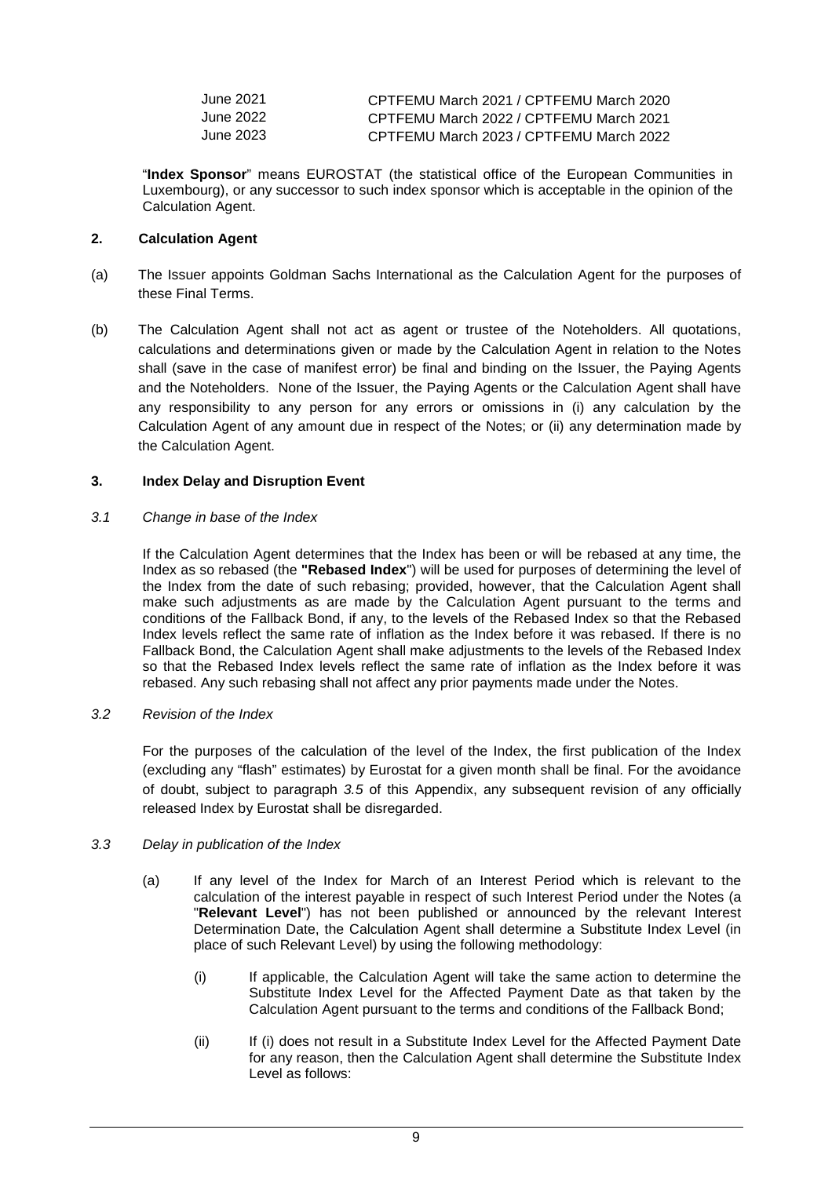| | |
|---|---|
| June 2021 | CPTFEMU March 2021 / CPTFEMU March 2020 |
| June 2022 | CPTFEMU March 2022 / CPTFEMU March 2021 |
| June 2023 | CPTFEMU March 2023 / CPTFEMU March 2022 |

"**Index Sponsor**" means EUROSTAT (the statistical office of the European Communities in Luxembourg), or any successor to such index sponsor which is acceptable in the opinion of the Calculation Agent.

### 2. Calculation Agent

(a) The Issuer appoints Goldman Sachs International as the Calculation Agent for the purposes of these Final Terms.

(b) The Calculation Agent shall not act as agent or trustee of the Noteholders. All quotations, calculations and determinations given or made by the Calculation Agent in relation to the Notes shall (save in the case of manifest error) be final and binding on the Issuer, the Paying Agents and the Noteholders. None of the Issuer, the Paying Agents or the Calculation Agent shall have any responsibility to any person for any errors or omissions in (i) any calculation by the Calculation Agent of any amount due in respect of the Notes; or (ii) any determination made by the Calculation Agent.

### 3. Index Delay and Disruption Event

*3.1 Change in base of the Index*

If the Calculation Agent determines that the Index has been or will be rebased at any time, the Index as so rebased (the **"Rebased Index**") will be used for purposes of determining the level of the Index from the date of such rebasing; provided, however, that the Calculation Agent shall make such adjustments as are made by the Calculation Agent pursuant to the terms and conditions of the Fallback Bond, if any, to the levels of the Rebased Index so that the Rebased Index levels reflect the same rate of inflation as the Index before it was rebased. If there is no Fallback Bond, the Calculation Agent shall make adjustments to the levels of the Rebased Index so that the Rebased Index levels reflect the same rate of inflation as the Index before it was rebased. Any such rebasing shall not affect any prior payments made under the Notes.

*3.2 Revision of the Index*

For the purposes of the calculation of the level of the Index, the first publication of the Index (excluding any "flash" estimates) by Eurostat for a given month shall be final. For the avoidance of doubt, subject to paragraph *3.5* of this Appendix, any subsequent revision of any officially released Index by Eurostat shall be disregarded.

*3.3 Delay in publication of the Index*

(a) If any level of the Index for March of an Interest Period which is relevant to the calculation of the interest payable in respect of such Interest Period under the Notes (a "**Relevant Level**") has not been published or announced by the relevant Interest Determination Date, the Calculation Agent shall determine a Substitute Index Level (in place of such Relevant Level) by using the following methodology:

(i) If applicable, the Calculation Agent will take the same action to determine the Substitute Index Level for the Affected Payment Date as that taken by the Calculation Agent pursuant to the terms and conditions of the Fallback Bond;

(ii) If (i) does not result in a Substitute Index Level for the Affected Payment Date for any reason, then the Calculation Agent shall determine the Substitute Index Level as follows: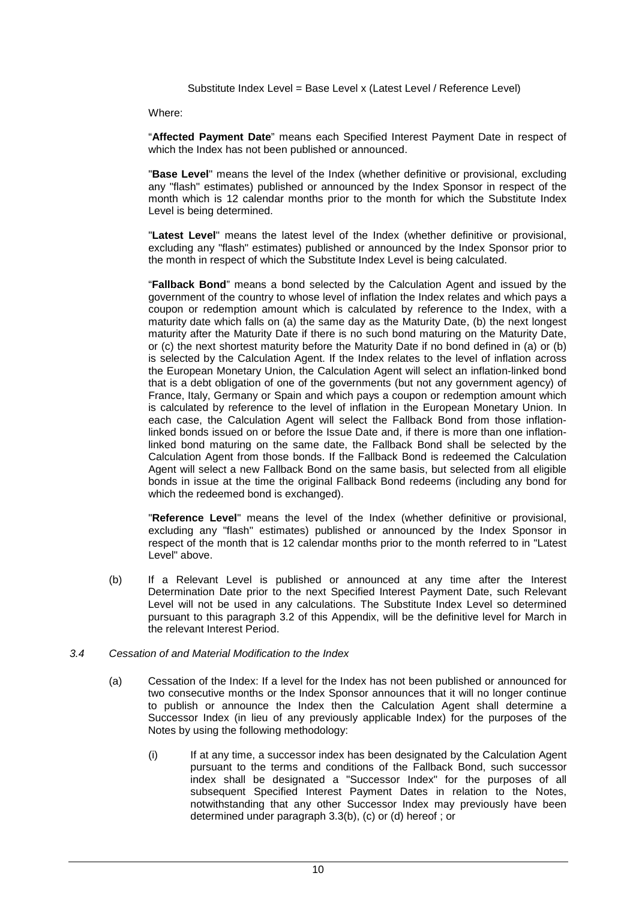Substitute Index Level = Base Level x (Latest Level / Reference Level)

Where:

"**Affected Payment Date**" means each Specified Interest Payment Date in respect of which the Index has not been published or announced.

"**Base Level**" means the level of the Index (whether definitive or provisional, excluding any "flash" estimates) published or announced by the Index Sponsor in respect of the month which is 12 calendar months prior to the month for which the Substitute Index Level is being determined.

"**Latest Level**" means the latest level of the Index (whether definitive or provisional, excluding any "flash" estimates) published or announced by the Index Sponsor prior to the month in respect of which the Substitute Index Level is being calculated.

"**Fallback Bond**" means a bond selected by the Calculation Agent and issued by the government of the country to whose level of inflation the Index relates and which pays a coupon or redemption amount which is calculated by reference to the Index, with a maturity date which falls on (a) the same day as the Maturity Date, (b) the next longest maturity after the Maturity Date if there is no such bond maturing on the Maturity Date, or (c) the next shortest maturity before the Maturity Date if no bond defined in (a) or (b) is selected by the Calculation Agent. If the Index relates to the level of inflation across the European Monetary Union, the Calculation Agent will select an inflation-linked bond that is a debt obligation of one of the governments (but not any government agency) of France, Italy, Germany or Spain and which pays a coupon or redemption amount which is calculated by reference to the level of inflation in the European Monetary Union. In each case, the Calculation Agent will select the Fallback Bond from those inflation-linked bonds issued on or before the Issue Date and, if there is more than one inflation-linked bond maturing on the same date, the Fallback Bond shall be selected by the Calculation Agent from those bonds. If the Fallback Bond is redeemed the Calculation Agent will select a new Fallback Bond on the same basis, but selected from all eligible bonds in issue at the time the original Fallback Bond redeems (including any bond for which the redeemed bond is exchanged).

"**Reference Level**" means the level of the Index (whether definitive or provisional, excluding any "flash" estimates) published or announced by the Index Sponsor in respect of the month that is 12 calendar months prior to the month referred to in "Latest Level" above.

(b) If a Relevant Level is published or announced at any time after the Interest Determination Date prior to the next Specified Interest Payment Date, such Relevant Level will not be used in any calculations. The Substitute Index Level so determined pursuant to this paragraph 3.2 of this Appendix, will be the definitive level for March in the relevant Interest Period.

### *3.4 Cessation of and Material Modification to the Index*

(a) Cessation of the Index: If a level for the Index has not been published or announced for two consecutive months or the Index Sponsor announces that it will no longer continue to publish or announce the Index then the Calculation Agent shall determine a Successor Index (in lieu of any previously applicable Index) for the purposes of the Notes by using the following methodology:

(i) If at any time, a successor index has been designated by the Calculation Agent pursuant to the terms and conditions of the Fallback Bond, such successor index shall be designated a "Successor Index" for the purposes of all subsequent Specified Interest Payment Dates in relation to the Notes, notwithstanding that any other Successor Index may previously have been determined under paragraph 3.3(b), (c) or (d) hereof ; or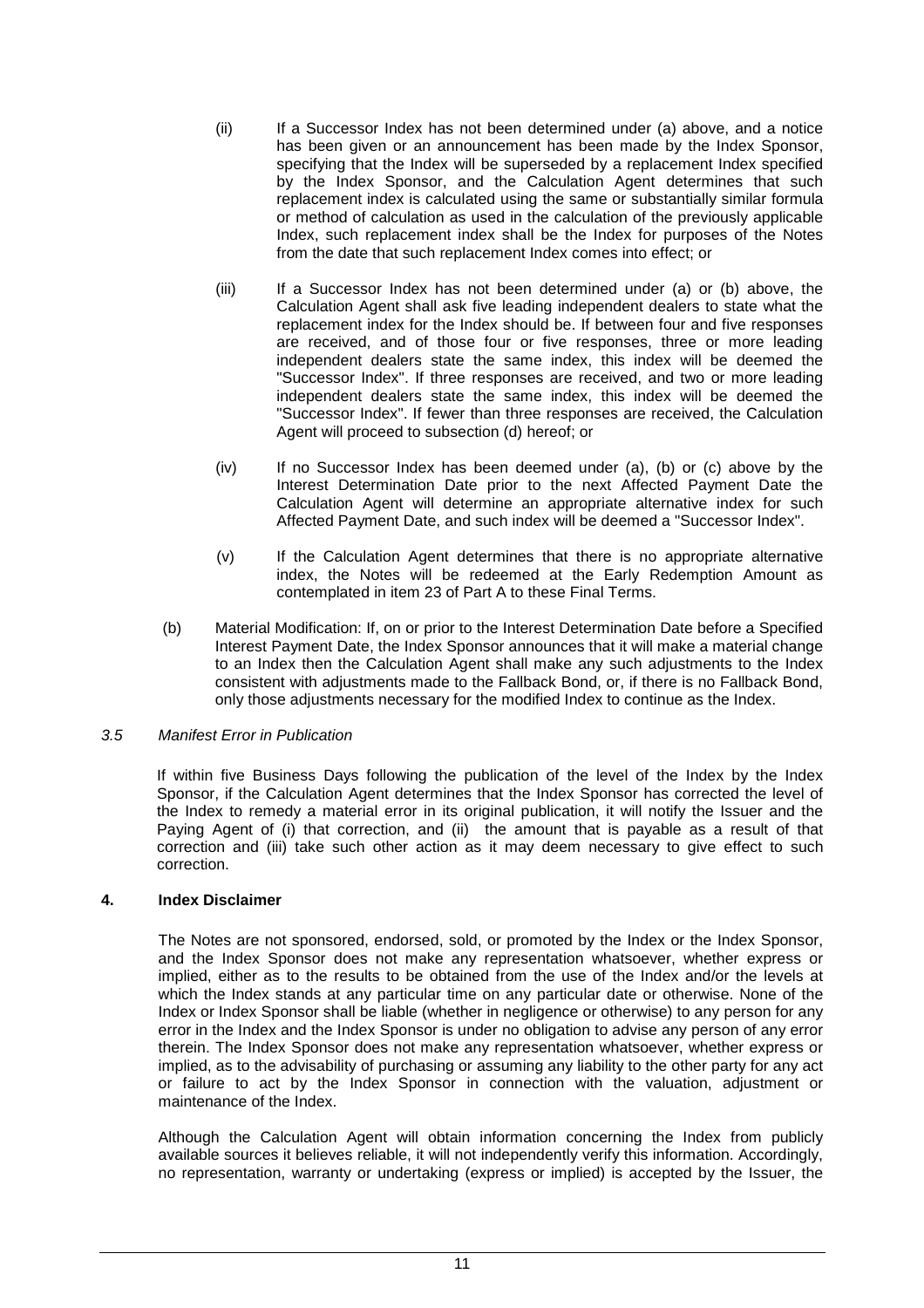(ii) If a Successor Index has not been determined under (a) above, and a notice has been given or an announcement has been made by the Index Sponsor, specifying that the Index will be superseded by a replacement Index specified by the Index Sponsor, and the Calculation Agent determines that such replacement index is calculated using the same or substantially similar formula or method of calculation as used in the calculation of the previously applicable Index, such replacement index shall be the Index for purposes of the Notes from the date that such replacement Index comes into effect; or

(iii) If a Successor Index has not been determined under (a) or (b) above, the Calculation Agent shall ask five leading independent dealers to state what the replacement index for the Index should be. If between four and five responses are received, and of those four or five responses, three or more leading independent dealers state the same index, this index will be deemed the "Successor Index". If three responses are received, and two or more leading independent dealers state the same index, this index will be deemed the "Successor Index". If fewer than three responses are received, the Calculation Agent will proceed to subsection (d) hereof; or

(iv) If no Successor Index has been deemed under (a), (b) or (c) above by the Interest Determination Date prior to the next Affected Payment Date the Calculation Agent will determine an appropriate alternative index for such Affected Payment Date, and such index will be deemed a "Successor Index".

(v) If the Calculation Agent determines that there is no appropriate alternative index, the Notes will be redeemed at the Early Redemption Amount as contemplated in item 23 of Part A to these Final Terms.

(b) Material Modification: If, on or prior to the Interest Determination Date before a Specified Interest Payment Date, the Index Sponsor announces that it will make a material change to an Index then the Calculation Agent shall make any such adjustments to the Index consistent with adjustments made to the Fallback Bond, or, if there is no Fallback Bond, only those adjustments necessary for the modified Index to continue as the Index.

*3.5 Manifest Error in Publication*

If within five Business Days following the publication of the level of the Index by the Index Sponsor, if the Calculation Agent determines that the Index Sponsor has corrected the level of the Index to remedy a material error in its original publication, it will notify the Issuer and the Paying Agent of (i) that correction, and (ii) the amount that is payable as a result of that correction and (iii) take such other action as it may deem necessary to give effect to such correction.

**4. Index Disclaimer**

The Notes are not sponsored, endorsed, sold, or promoted by the Index or the Index Sponsor, and the Index Sponsor does not make any representation whatsoever, whether express or implied, either as to the results to be obtained from the use of the Index and/or the levels at which the Index stands at any particular time on any particular date or otherwise. None of the Index or Index Sponsor shall be liable (whether in negligence or otherwise) to any person for any error in the Index and the Index Sponsor is under no obligation to advise any person of any error therein. The Index Sponsor does not make any representation whatsoever, whether express or implied, as to the advisability of purchasing or assuming any liability to the other party for any act or failure to act by the Index Sponsor in connection with the valuation, adjustment or maintenance of the Index.

Although the Calculation Agent will obtain information concerning the Index from publicly available sources it believes reliable, it will not independently verify this information. Accordingly, no representation, warranty or undertaking (express or implied) is accepted by the Issuer, the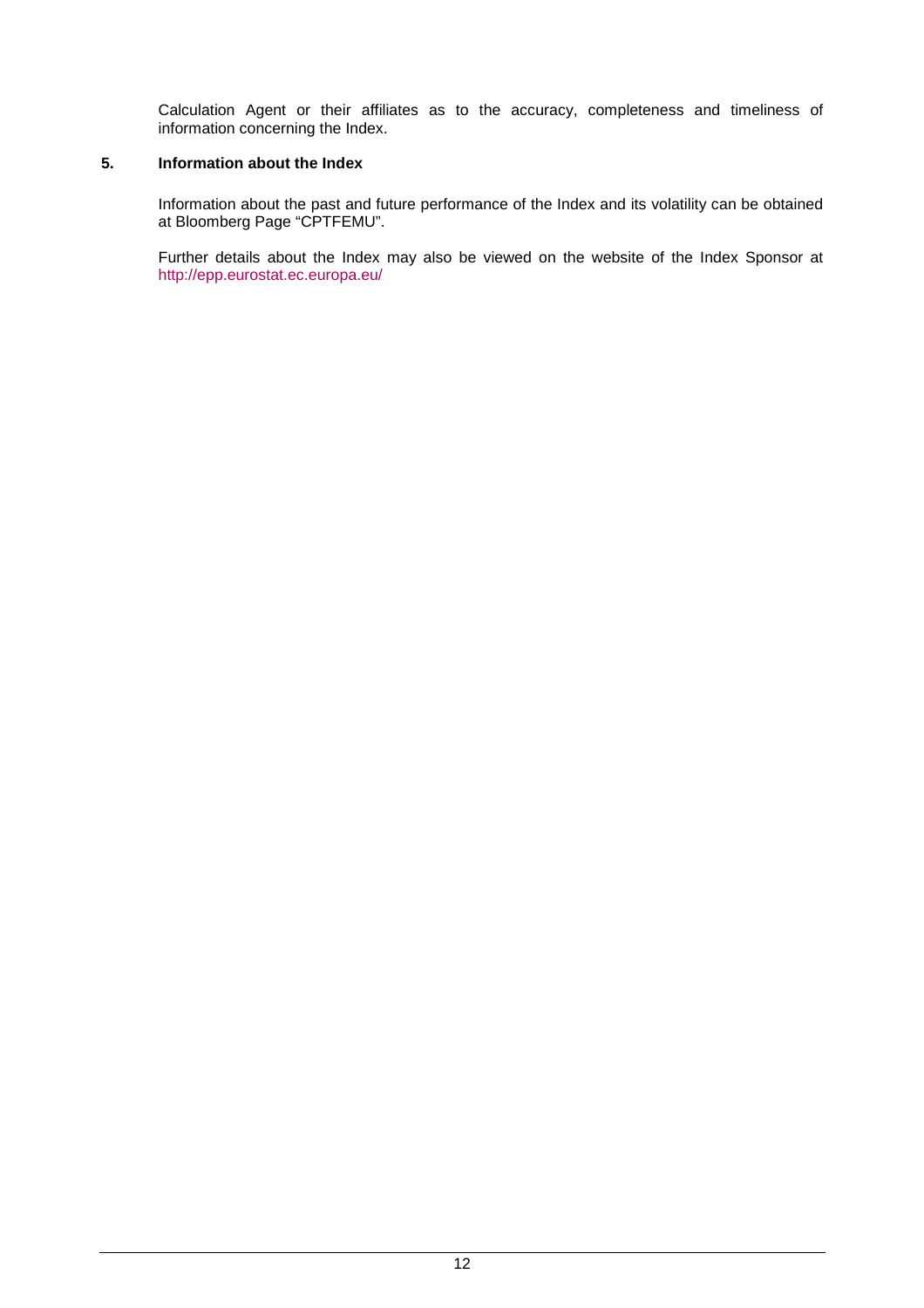Calculation Agent or their affiliates as to the accuracy, completeness and timeliness of information concerning the Index.

**5. Information about the Index**

Information about the past and future performance of the Index and its volatility can be obtained at Bloomberg Page "CPTFEMU".

Further details about the Index may also be viewed on the website of the Index Sponsor at http://epp.eurostat.ec.europa.eu/